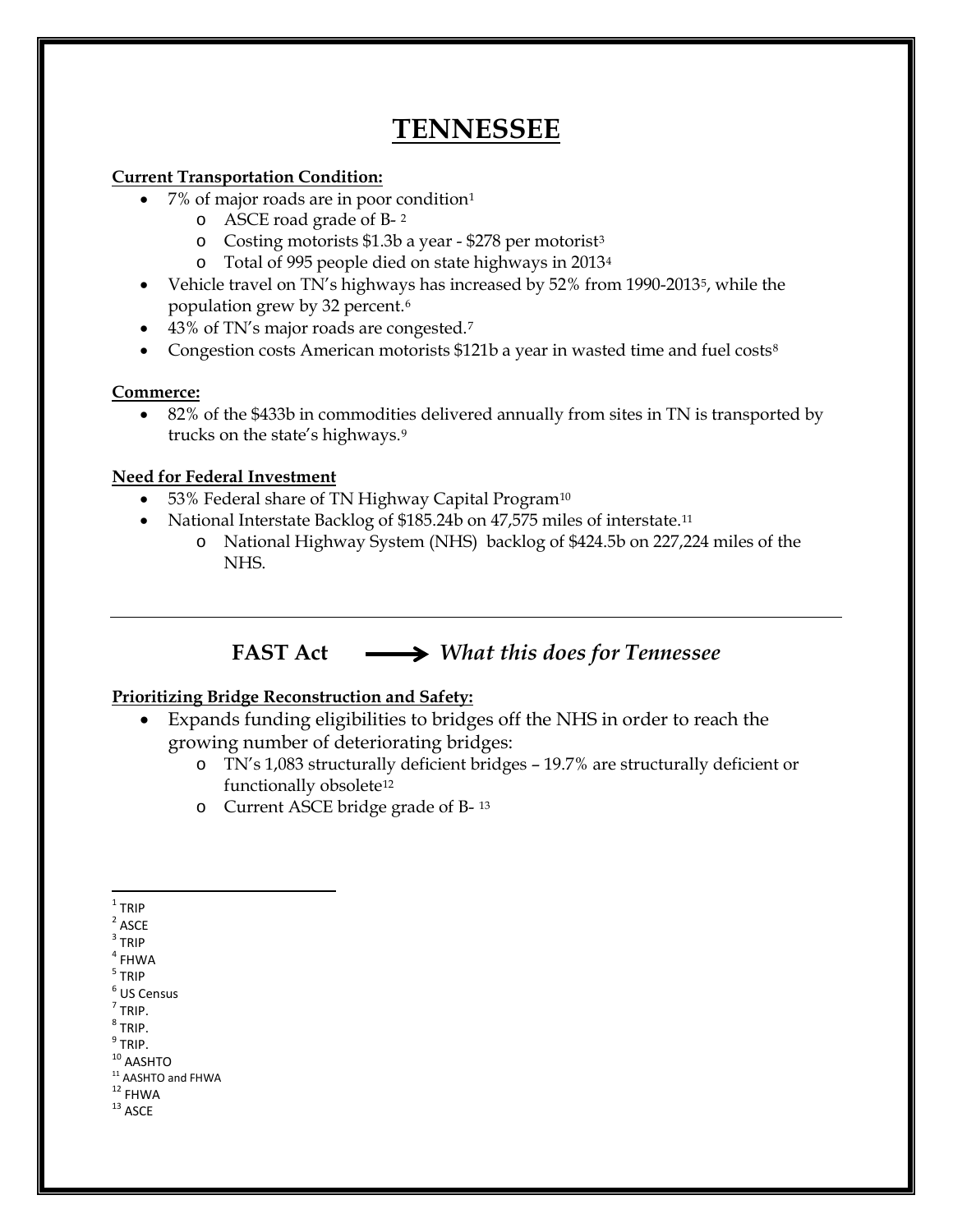# TENNESSEE

**Current Transportation Condition:**

- 7% of major roads are in poor condition[1]
  - ASCE road grade of B- [2]
  - Costing motorists $1.3b a year - $278 per motorist[3]
  - Total of 995 people died on state highways in 2013[4]
- Vehicle travel on TN's highways has increased by 52% from 1990-2013[5], while the population grew by 32 percent.[6]
- 43% of TN's major roads are congested.[7]
- Congestion costs American motorists $121b a year in wasted time and fuel costs[8]

**Commerce:**

- 82% of the $433b in commodities delivered annually from sites in TN is transported by trucks on the state's highways.[9]

**Need for Federal Investment**

- 53% Federal share of TN Highway Capital Program[10]
- National Interstate Backlog of $185.24b on 47,575 miles of interstate.[11]
  - National Highway System (NHS) backlog of $424.5b on 227,224 miles of the NHS.

---

## FAST Act → *What this does for Tennessee*

**Prioritizing Bridge Reconstruction and Safety:**

- Expands funding eligibilities to bridges off the NHS in order to reach the growing number of deteriorating bridges:
  - TN's 1,083 structurally deficient bridges – 19.7% are structurally deficient or functionally obsolete[12]
  - Current ASCE bridge grade of B- [13]

---

[1] TRIP
[2] ASCE
[3] TRIP
[4] FHWA
[5] TRIP
[6] US Census
[7] TRIP.
[8] TRIP.
[9] TRIP.
[10] AASHTO
[11] AASHTO and FHWA
[12] FHWA
[13] ASCE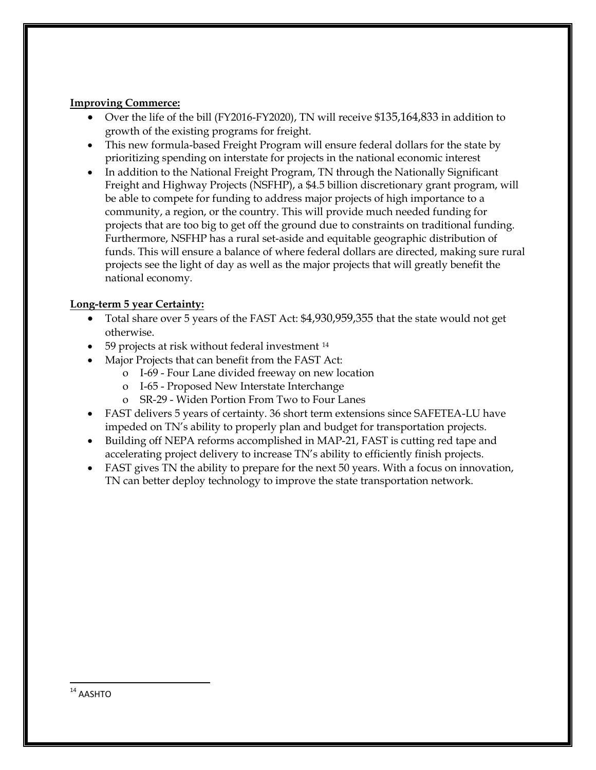**Improving Commerce:**

- Over the life of the bill (FY2016-FY2020), TN will receive $135,164,833 in addition to growth of the existing programs for freight.
- This new formula-based Freight Program will ensure federal dollars for the state by prioritizing spending on interstate for projects in the national economic interest
- In addition to the National Freight Program, TN through the Nationally Significant Freight and Highway Projects (NSFHP), a $4.5 billion discretionary grant program, will be able to compete for funding to address major projects of high importance to a community, a region, or the country. This will provide much needed funding for projects that are too big to get off the ground due to constraints on traditional funding. Furthermore, NSFHP has a rural set-aside and equitable geographic distribution of funds. This will ensure a balance of where federal dollars are directed, making sure rural projects see the light of day as well as the major projects that will greatly benefit the national economy.

**Long-term 5 year Certainty:**

- Total share over 5 years of the FAST Act: $4,930,959,355 that the state would not get otherwise.
- 59 projects at risk without federal investment [14]
- Major Projects that can benefit from the FAST Act:
  - I-69 - Four Lane divided freeway on new location
  - I-65 - Proposed New Interstate Interchange
  - SR-29 - Widen Portion From Two to Four Lanes
- FAST delivers 5 years of certainty. 36 short term extensions since SAFETEA-LU have impeded on TN's ability to properly plan and budget for transportation projects.
- Building off NEPA reforms accomplished in MAP-21, FAST is cutting red tape and accelerating project delivery to increase TN's ability to efficiently finish projects.
- FAST gives TN the ability to prepare for the next 50 years. With a focus on innovation, TN can better deploy technology to improve the state transportation network.

[14] AASHTO